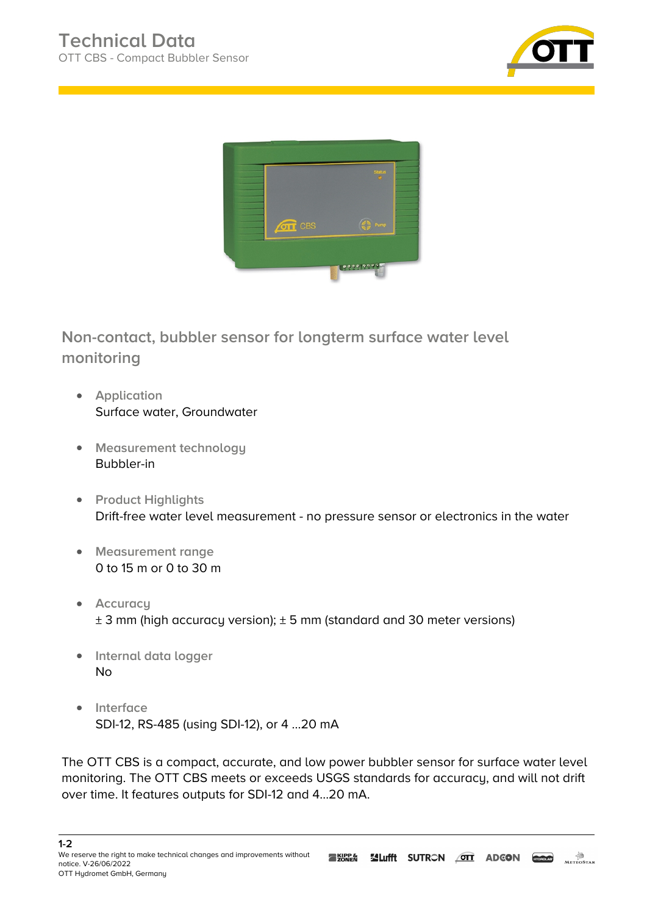# Technical Data

OTT CBS - Compact Bubbler Sensor

## Non-contact, bubbler sensor for longterm surface water level monitoring

- **Application**
  Surface water, Groundwater

- **Measurement technology**
  Bubbler-in

- **Product Highlights**
  Drift-free water level measurement - no pressure sensor or electronics in the water

- **Measurement range**
  0 to 15 m or 0 to 30 m

- **Accuracy**
  ± 3 mm (high accuracy version); ± 5 mm (standard and 30 meter versions)

- **Internal data logger**
  No

- **Interface**
  SDI-12, RS-485 (using SDI-12), or 4 ...20 mA

The OTT CBS is a compact, accurate, and low power bubbler sensor for surface water level monitoring. The OTT CBS meets or exceeds USGS standards for accuracy, and will not drift over time. It features outputs for SDI-12 and 4...20 mA.

We reserve the right to make technical changes and improvements without notice. V-26/06/2022
OTT Hydromet GmbH, Germany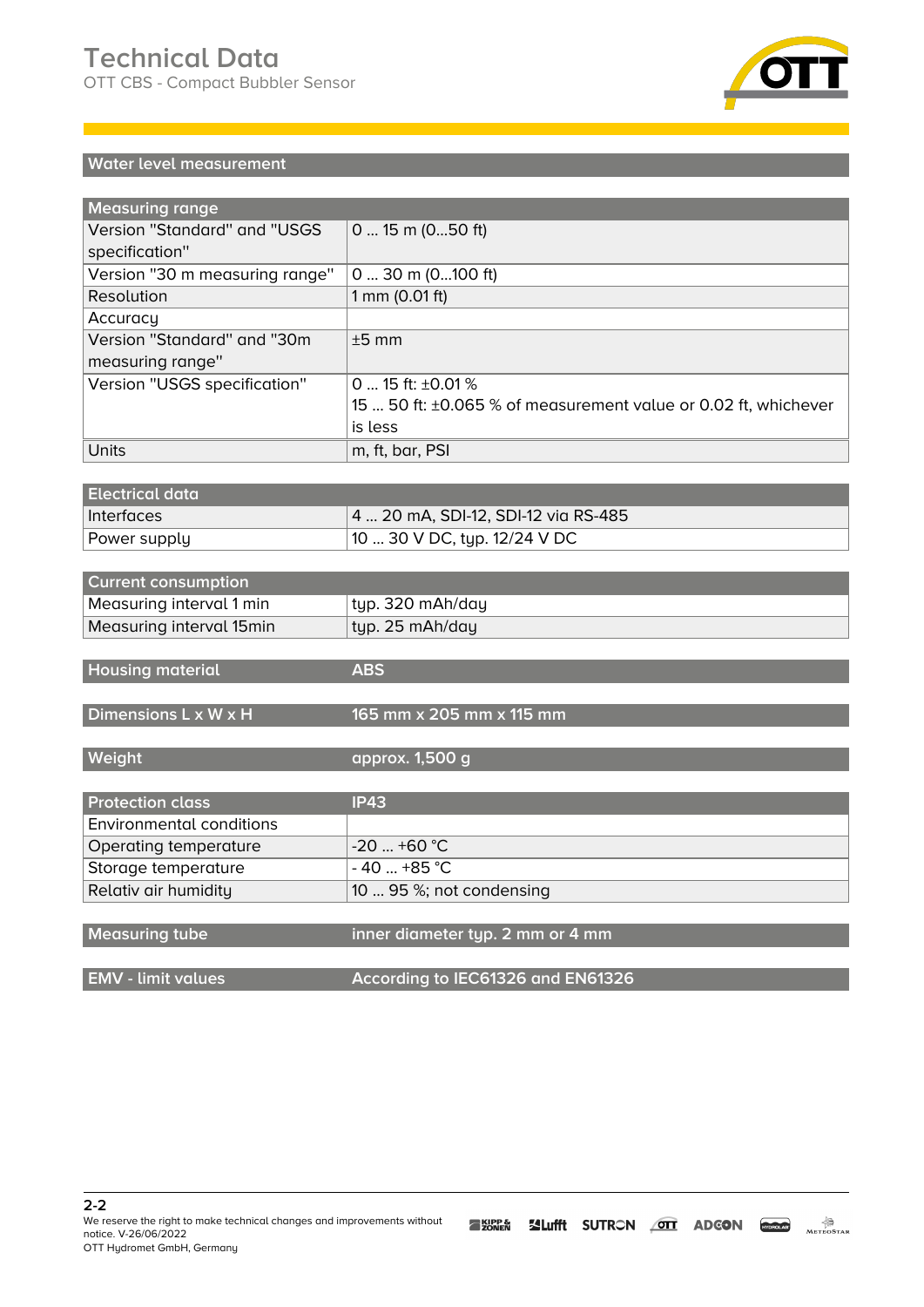# Technical Data

OTT CBS - Compact Bubbler Sensor

## Water level measurement

| Measuring range | |
|---|---|
| Version "Standard" and "USGS specification" | 0 … 15 m (0…50 ft) |
| Version "30 m measuring range" | 0 … 30 m (0…100 ft) |
| Resolution | 1 mm (0.01 ft) |
| Accuracy | |
| Version "Standard" and "30m measuring range" | ±5 mm |
| Version "USGS specification" | 0 … 15 ft: ±0.01 %<br>15 … 50 ft: ±0.065 % of measurement value or 0.02 ft, whichever is less |
| Units | m, ft, bar, PSI |

| Electrical data | |
|---|---|
| Interfaces | 4 … 20 mA, SDI-12, SDI-12 via RS-485 |
| Power supply | 10 … 30 V DC, typ. 12/24 V DC |

| Current consumption | |
|---|---|
| Measuring interval 1 min | typ. 320 mAh/day |
| Measuring interval 15min | typ. 25 mAh/day |

| Housing material | ABS |
|---|---|

| Dimensions L x W x H | 165 mm x 205 mm x 115 mm |
|---|---|

| Weight | approx. 1,500 g |
|---|---|

| Protection class | IP43 |
|---|---|
| Environmental conditions | |
| Operating temperature | -20 … +60 °C |
| Storage temperature | - 40 … +85 °C |
| Relativ air humidity | 10 … 95 %; not condensing |

| Measuring tube | inner diameter typ. 2 mm or 4 mm |
|---|---|

| EMV - limit values | According to IEC61326 and EN61326 |
|---|---|

We reserve the right to make technical changes and improvements without notice. V-26/06/2022
OTT Hydromet GmbH, Germany